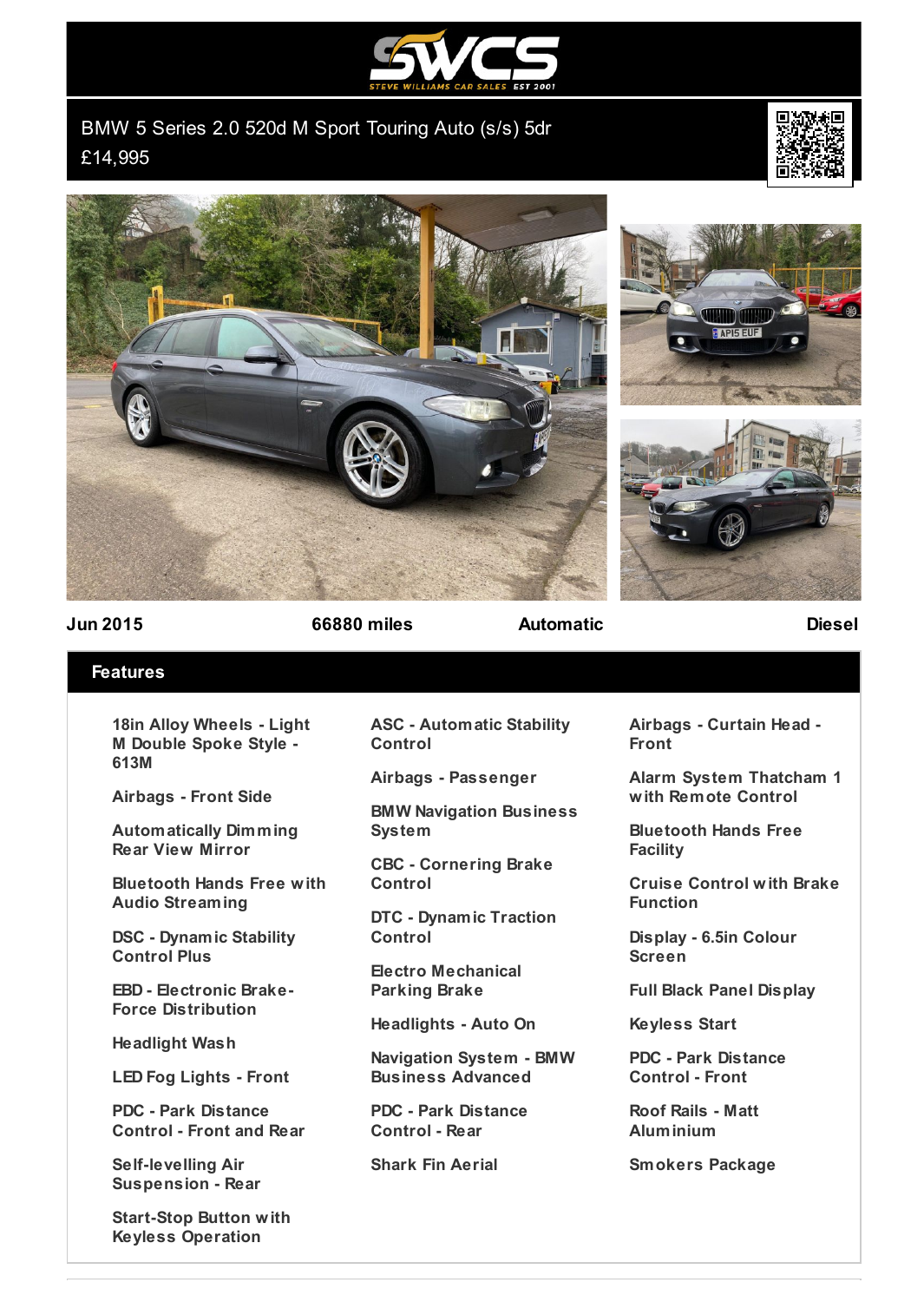# BMW 5 Series 2.0 520d M Sport Touring Auto (s/s) 5dr

£14,995

**Jun 2015** | **66880 miles** | **Automatic** | **Diesel**

## Features

- 18in Alloy Wheels - Light M Double Spoke Style - 613M
- Airbags - Front Side
- Automatically Dimming Rear View Mirror
- Bluetooth Hands Free with Audio Streaming
- DSC - Dynamic Stability Control Plus
- EBD - Electronic Brake-Force Distribution
- Headlight Wash
- LED Fog Lights - Front
- PDC - Park Distance Control - Front and Rear
- Self-levelling Air Suspension - Rear
- Start-Stop Button with Keyless Operation
- ASC - Automatic Stability Control
- Airbags - Passenger
- BMW Navigation Business System
- CBC - Cornering Brake Control
- DTC - Dynamic Traction Control
- Electro Mechanical Parking Brake
- Headlights - Auto On
- Navigation System - BMW Business Advanced
- PDC - Park Distance Control - Rear
- Shark Fin Aerial
- Airbags - Curtain Head - Front
- Alarm System Thatcham 1 with Remote Control
- Bluetooth Hands Free Facility
- Cruise Control with Brake Function
- Display - 6.5in Colour Screen
- Full Black Panel Display
- Keyless Start
- PDC - Park Distance Control - Front
- Roof Rails - Matt Aluminium
- Smokers Package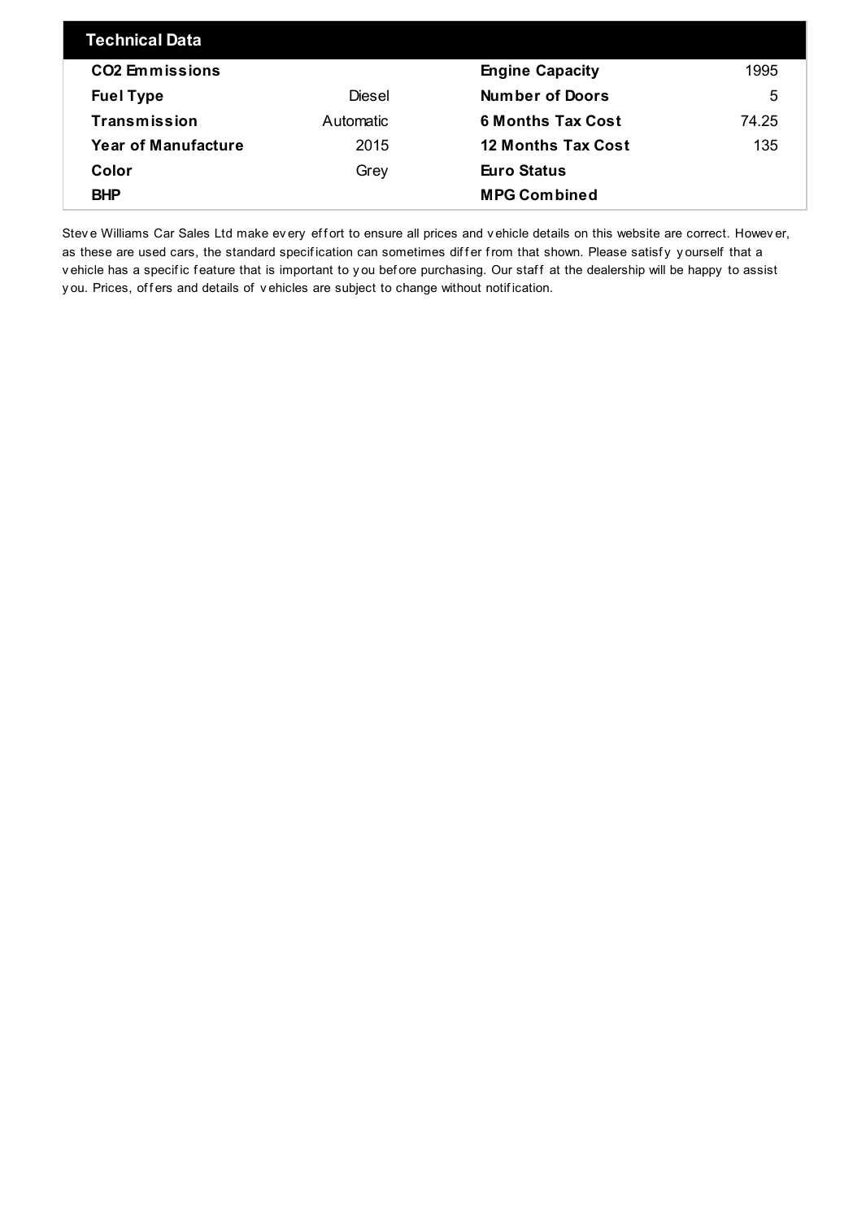## Technical Data

| | | | |
|---|---|---|---|
| **CO2 Emmissions** | | **Engine Capacity** | 1995 |
| **Fuel Type** | Diesel | **Number of Doors** | 5 |
| **Transmission** | Automatic | **6 Months Tax Cost** | 74.25 |
| **Year of Manufacture** | 2015 | **12 Months Tax Cost** | 135 |
| **Color** | Grey | **Euro Status** | |
| **BHP** | | **MPG Combined** | |

Steve Williams Car Sales Ltd make every effort to ensure all prices and vehicle details on this website are correct. However, as these are used cars, the standard specification can sometimes differ from that shown. Please satisfy yourself that a vehicle has a specific feature that is important to you before purchasing. Our staff at the dealership will be happy to assist you. Prices, offers and details of vehicles are subject to change without notification.